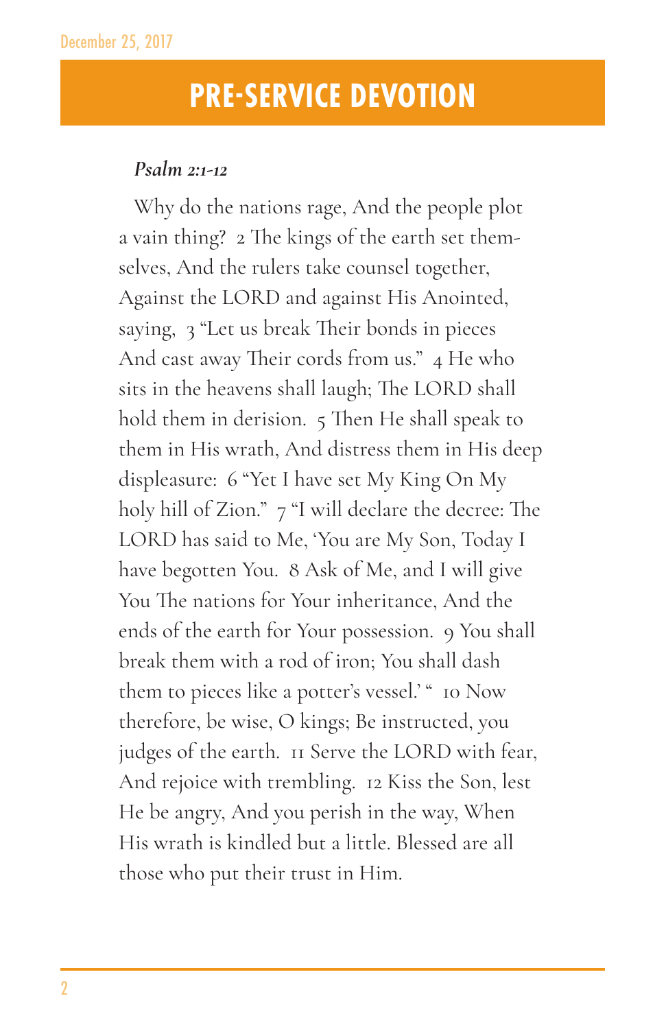December 25, 2017

# PRE-SERVICE DEVOTION

***Psalm 2:1-12***

Why do the nations rage, And the people plot a vain thing? 2 The kings of the earth set themselves, And the rulers take counsel together, Against the LORD and against His Anointed, saying, 3 "Let us break Their bonds in pieces And cast away Their cords from us." 4 He who sits in the heavens shall laugh; The LORD shall hold them in derision. 5 Then He shall speak to them in His wrath, And distress them in His deep displeasure: 6 "Yet I have set My King On My holy hill of Zion." 7 "I will declare the decree: The LORD has said to Me, 'You are My Son, Today I have begotten You. 8 Ask of Me, and I will give You The nations for Your inheritance, And the ends of the earth for Your possession. 9 You shall break them with a rod of iron; You shall dash them to pieces like a potter's vessel.' " 10 Now therefore, be wise, O kings; Be instructed, you judges of the earth. 11 Serve the LORD with fear, And rejoice with trembling. 12 Kiss the Son, lest He be angry, And you perish in the way, When His wrath is kindled but a little. Blessed are all those who put their trust in Him.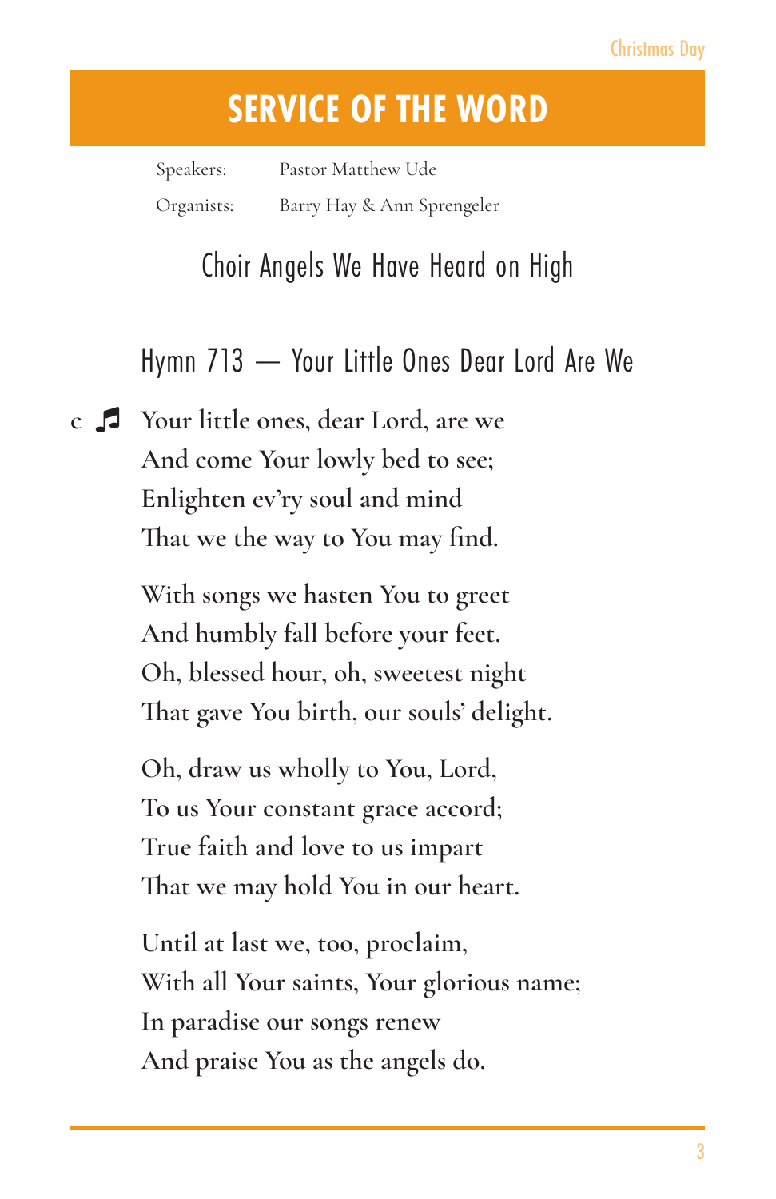# SERVICE OF THE WORD

Speakers: Pastor Matthew Ude

Organists: Barry Hay & Ann Sprengeler

## Choir Angels We Have Heard on High

## Hymn 713 — Your Little Ones Dear Lord Are We

c ♫ Your little ones, dear Lord, are we
And come Your lowly bed to see;
Enlighten ev'ry soul and mind
That we the way to You may find.

With songs we hasten You to greet
And humbly fall before your feet.
Oh, blessed hour, oh, sweetest night
That gave You birth, our souls' delight.

Oh, draw us wholly to You, Lord,
To us Your constant grace accord;
True faith and love to us impart
That we may hold You in our heart.

Until at last we, too, proclaim,
With all Your saints, Your glorious name;
In paradise our songs renew
And praise You as the angels do.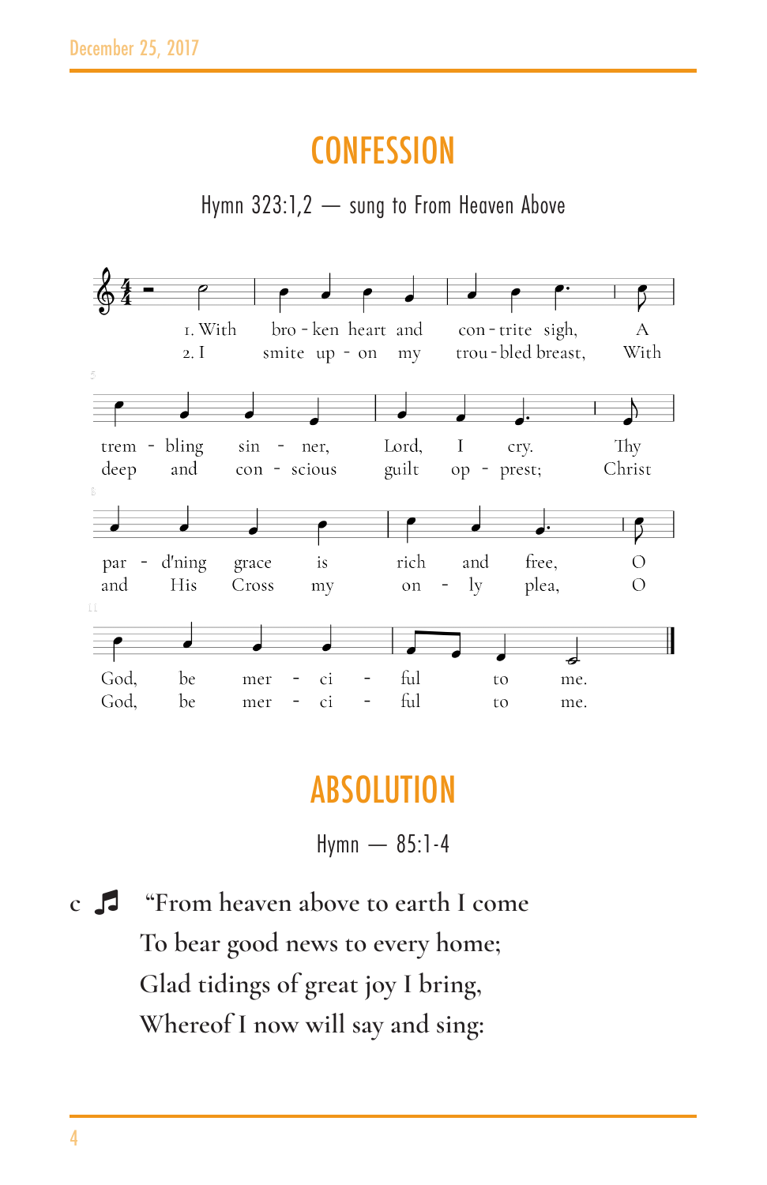# CONFESSION

Hymn 323:1,2 — sung to From Heaven Above

1. With broken heart and contrite sigh, A trembling sinner, Lord, I cry. Thy pard'ning grace is rich and free, O God, be merciful to me.

2. I smite upon my troubled breast, With deep and conscious guilt oppressed; Christ and His Cross my only plea, O God, be merciful to me.

# ABSOLUTION

Hymn — 85:1-4

c ♫ "From heaven above to earth I come
To bear good news to every home;
Glad tidings of great joy I bring,
Whereof I now will say and sing: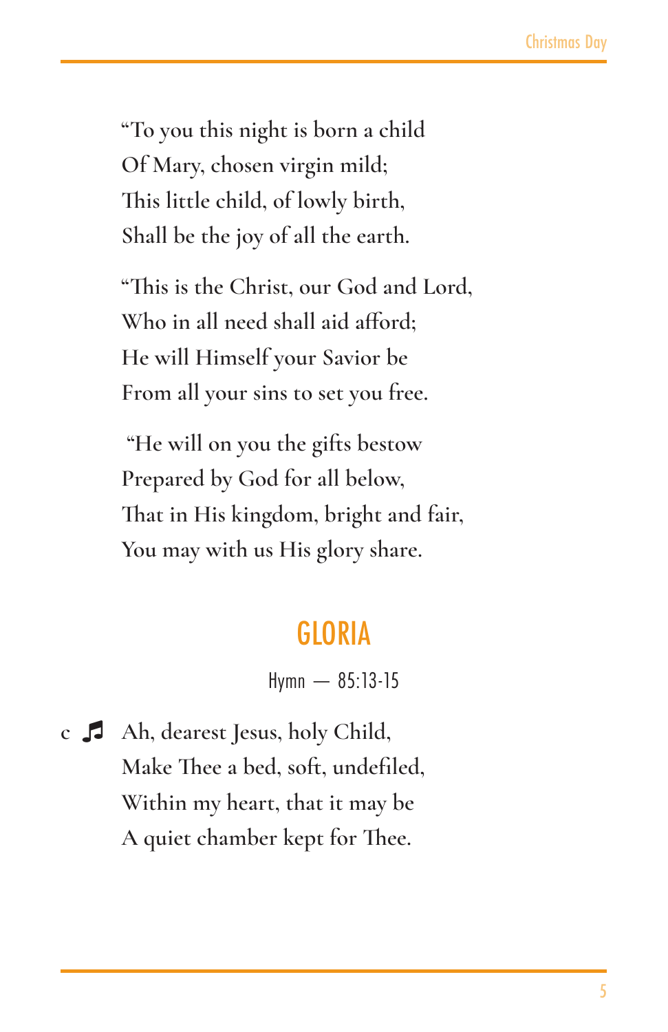"To you this night is born a child  
Of Mary, chosen virgin mild;  
This little child, of lowly birth,  
Shall be the joy of all the earth.

"This is the Christ, our God and Lord,  
Who in all need shall aid afford;  
He will Himself your Savior be  
From all your sins to set you free.

"He will on you the gifts bestow  
Prepared by God for all below,  
That in His kingdom, bright and fair,  
You may with us His glory share.

## GLORIA

Hymn — 85:13-15

c ♬ Ah, dearest Jesus, holy Child,  
Make Thee a bed, soft, undefiled,  
Within my heart, that it may be  
A quiet chamber kept for Thee.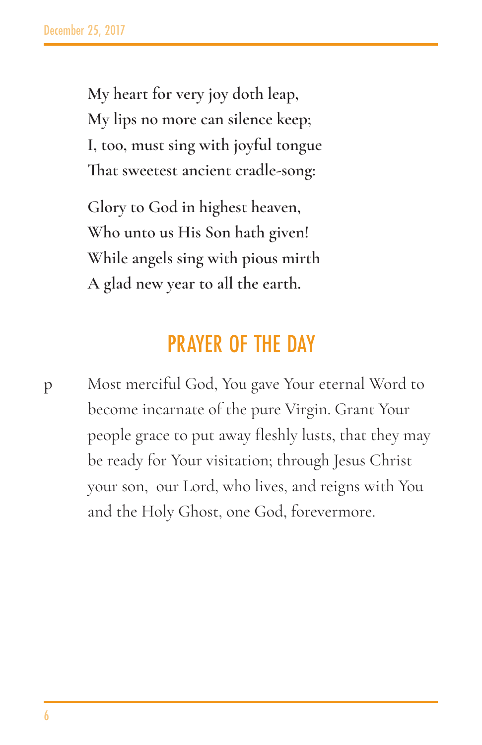**My heart for very joy doth leap,**
**My lips no more can silence keep;**
**I, too, must sing with joyful tongue**
**That sweetest ancient cradle-song:**

**Glory to God in highest heaven,**
**Who unto us His Son hath given!**
**While angels sing with pious mirth**
**A glad new year to all the earth.**

## PRAYER OF THE DAY

p Most merciful God, You gave Your eternal Word to become incarnate of the pure Virgin. Grant Your people grace to put away fleshly lusts, that they may be ready for Your visitation; through Jesus Christ your son, our Lord, who lives, and reigns with You and the Holy Ghost, one God, forevermore.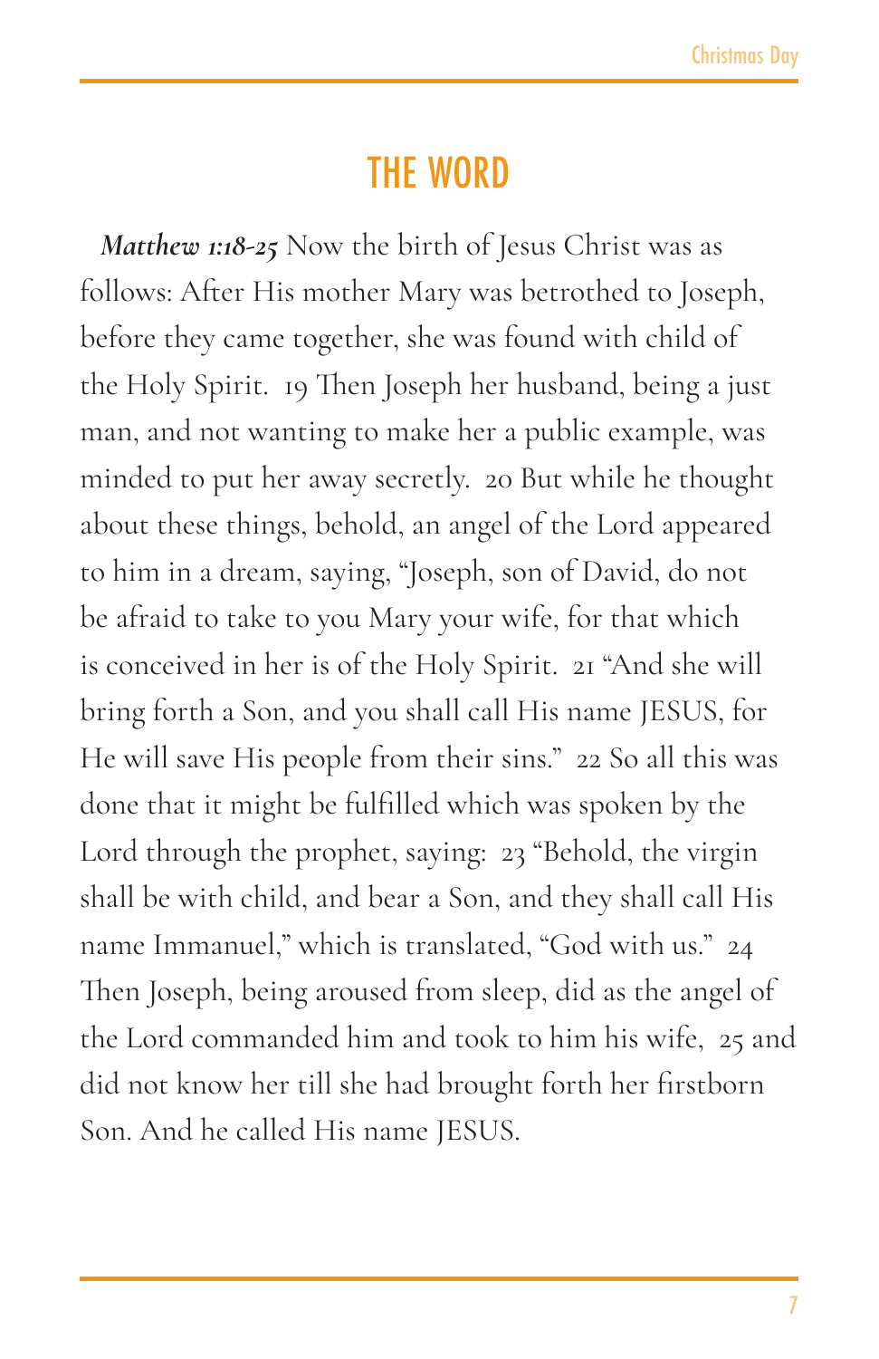# THE WORD

***Matthew 1:18-25*** Now the birth of Jesus Christ was as follows: After His mother Mary was betrothed to Joseph, before they came together, she was found with child of the Holy Spirit. 19 Then Joseph her husband, being a just man, and not wanting to make her a public example, was minded to put her away secretly. 20 But while he thought about these things, behold, an angel of the Lord appeared to him in a dream, saying, "Joseph, son of David, do not be afraid to take to you Mary your wife, for that which is conceived in her is of the Holy Spirit. 21 "And she will bring forth a Son, and you shall call His name JESUS, for He will save His people from their sins." 22 So all this was done that it might be fulfilled which was spoken by the Lord through the prophet, saying: 23 "Behold, the virgin shall be with child, and bear a Son, and they shall call His name Immanuel," which is translated, "God with us." 24 Then Joseph, being aroused from sleep, did as the angel of the Lord commanded him and took to him his wife, 25 and did not know her till she had brought forth her firstborn Son. And he called His name JESUS.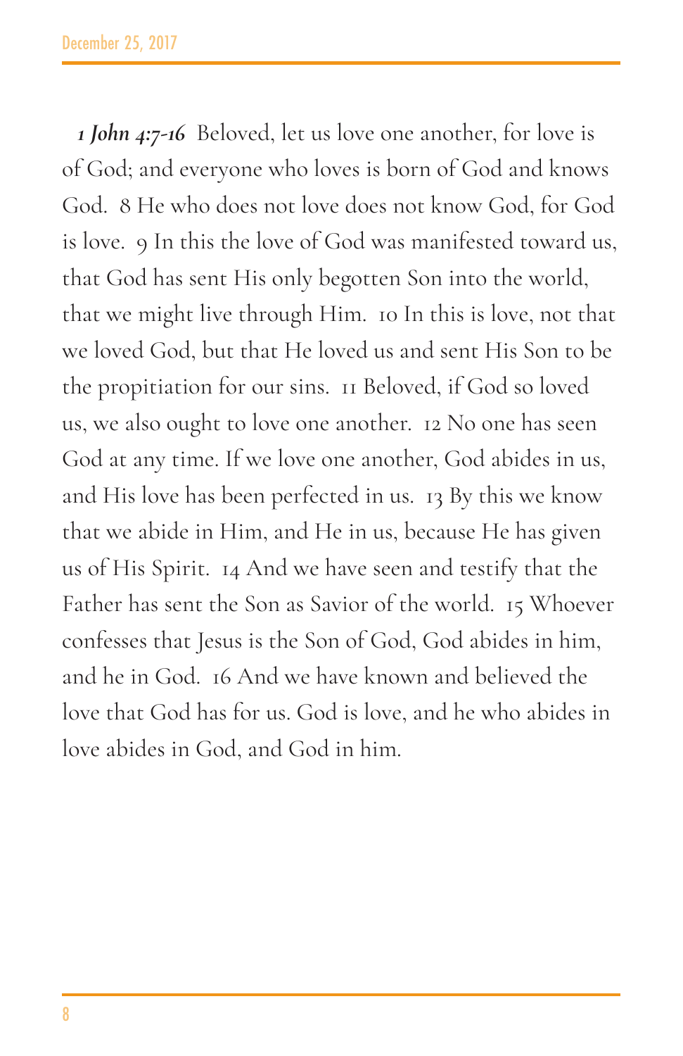December 25, 2017

***1 John 4:7-16*** Beloved, let us love one another, for love is of God; and everyone who loves is born of God and knows God. 8 He who does not love does not know God, for God is love. 9 In this the love of God was manifested toward us, that God has sent His only begotten Son into the world, that we might live through Him. 10 In this is love, not that we loved God, but that He loved us and sent His Son to be the propitiation for our sins. 11 Beloved, if God so loved us, we also ought to love one another. 12 No one has seen God at any time. If we love one another, God abides in us, and His love has been perfected in us. 13 By this we know that we abide in Him, and He in us, because He has given us of His Spirit. 14 And we have seen and testify that the Father has sent the Son as Savior of the world. 15 Whoever confesses that Jesus is the Son of God, God abides in him, and he in God. 16 And we have known and believed the love that God has for us. God is love, and he who abides in love abides in God, and God in him.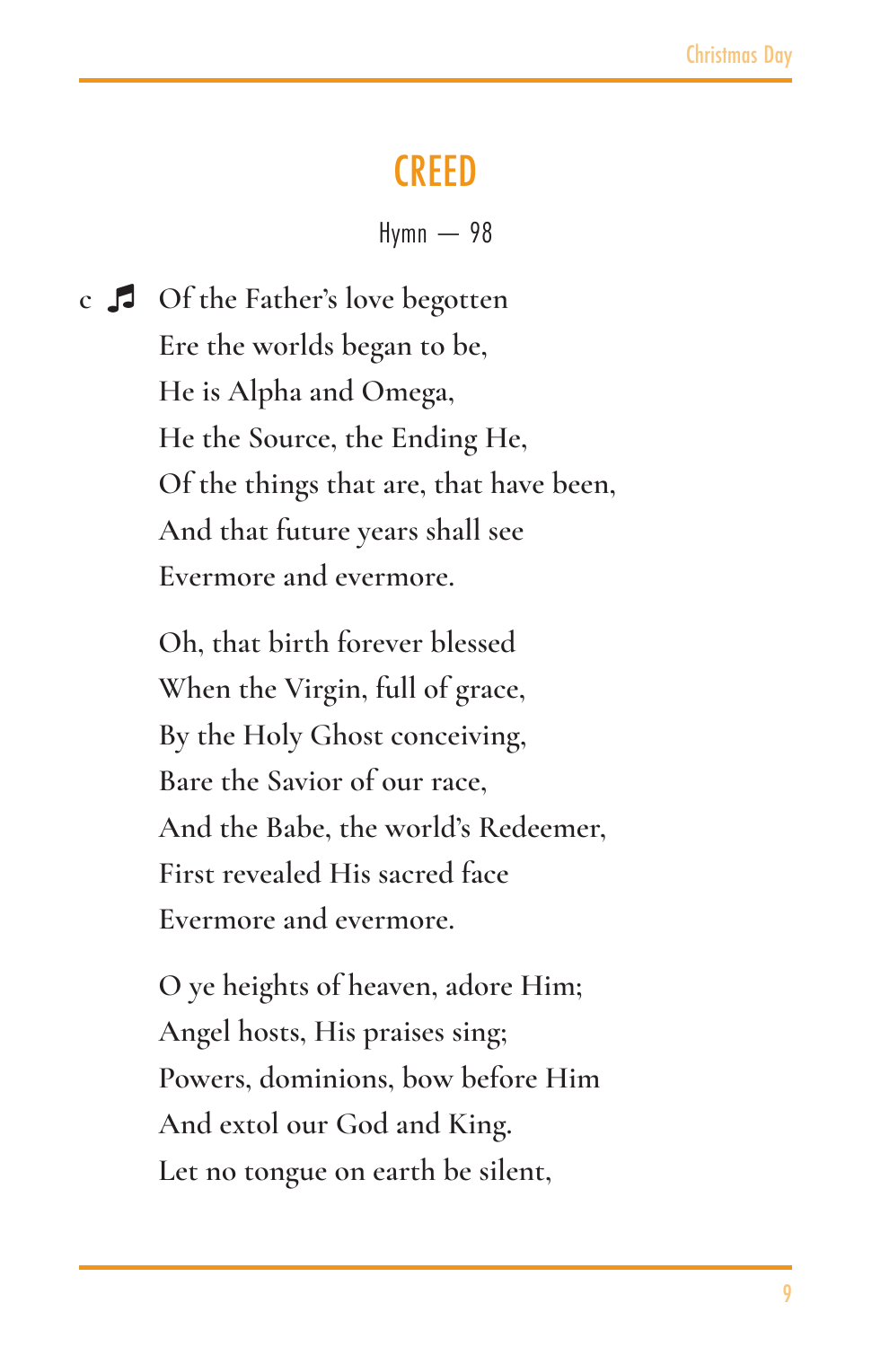# CREED

Hymn — 98

c ♬ Of the Father's love begotten
Ere the worlds began to be,
He is Alpha and Omega,
He the Source, the Ending He,
Of the things that are, that have been,
And that future years shall see
Evermore and evermore.

Oh, that birth forever blessed
When the Virgin, full of grace,
By the Holy Ghost conceiving,
Bare the Savior of our race,
And the Babe, the world's Redeemer,
First revealed His sacred face
Evermore and evermore.

O ye heights of heaven, adore Him;
Angel hosts, His praises sing;
Powers, dominions, bow before Him
And extol our God and King.
Let no tongue on earth be silent,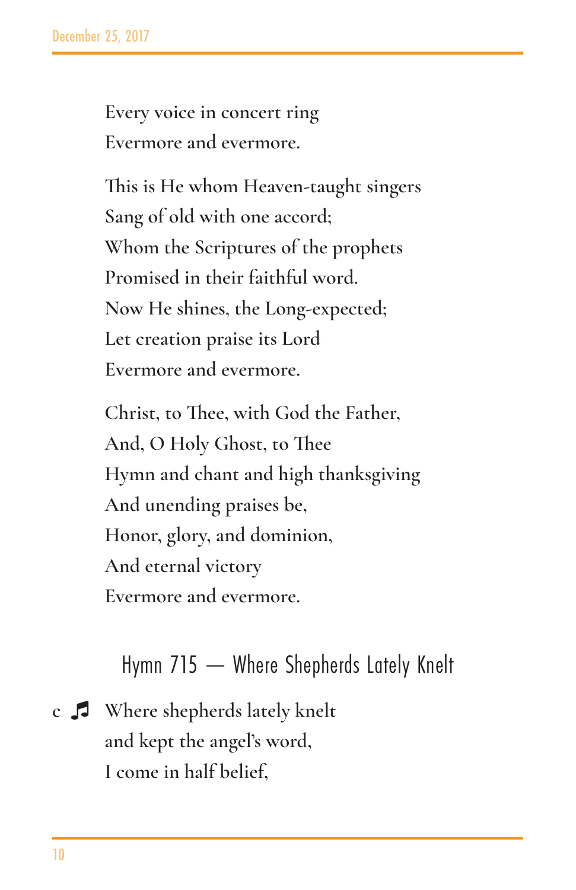Every voice in concert ring
Evermore and evermore.

This is He whom Heaven-taught singers
Sang of old with one accord;
Whom the Scriptures of the prophets
Promised in their faithful word.
Now He shines, the Long-expected;
Let creation praise its Lord
Evermore and evermore.

Christ, to Thee, with God the Father,
And, O Holy Ghost, to Thee
Hymn and chant and high thanksgiving
And unending praises be,
Honor, glory, and dominion,
And eternal victory
Evermore and evermore.

## Hymn 715 — Where Shepherds Lately Knelt

c ♬ Where shepherds lately knelt
and kept the angel's word,
I come in half belief,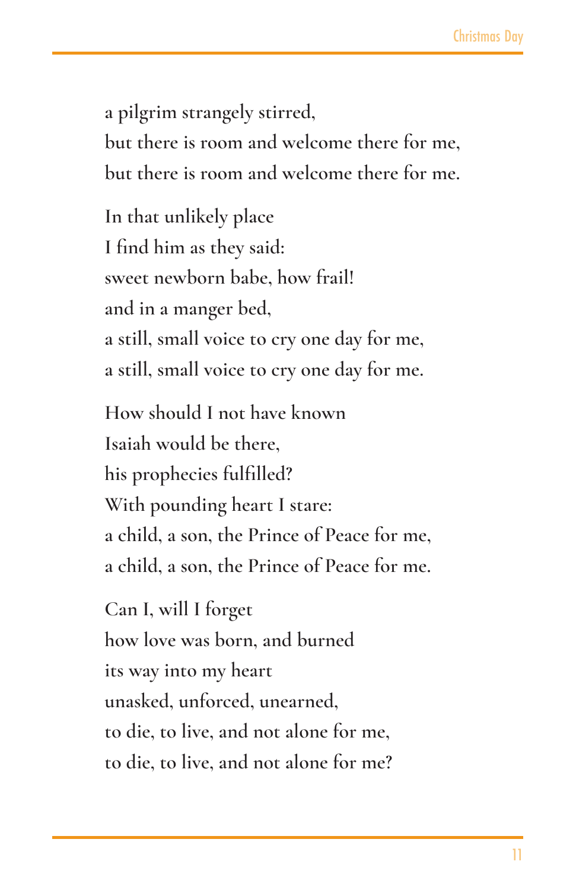a pilgrim strangely stirred,  
but there is room and welcome there for me,  
but there is room and welcome there for me.

In that unlikely place  
I find him as they said:  
sweet newborn babe, how frail!  
and in a manger bed,  
a still, small voice to cry one day for me,  
a still, small voice to cry one day for me.

How should I not have known  
Isaiah would be there,  
his prophecies fulfilled?  
With pounding heart I stare:  
a child, a son, the Prince of Peace for me,  
a child, a son, the Prince of Peace for me.

Can I, will I forget  
how love was born, and burned  
its way into my heart  
unasked, unforced, unearned,  
to die, to live, and not alone for me,  
to die, to live, and not alone for me?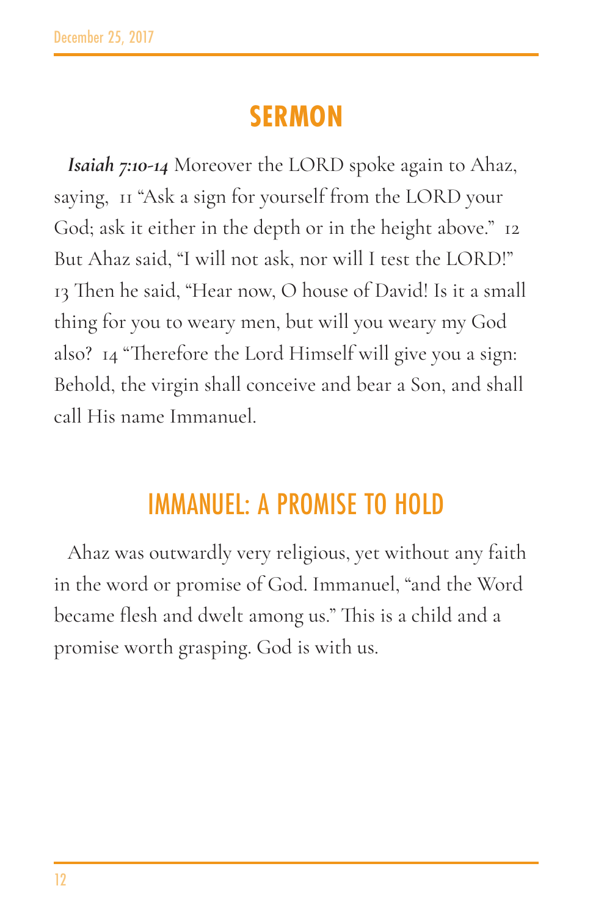# SERMON

***Isaiah 7:10-14*** Moreover the LORD spoke again to Ahaz, saying, 11 "Ask a sign for yourself from the LORD your God; ask it either in the depth or in the height above." 12 But Ahaz said, "I will not ask, nor will I test the LORD!" 13 Then he said, "Hear now, O house of David! Is it a small thing for you to weary men, but will you weary my God also? 14 "Therefore the Lord Himself will give you a sign: Behold, the virgin shall conceive and bear a Son, and shall call His name Immanuel.

## IMMANUEL: A PROMISE TO HOLD

Ahaz was outwardly very religious, yet without any faith in the word or promise of God. Immanuel, "and the Word became flesh and dwelt among us." This is a child and a promise worth grasping. God is with us.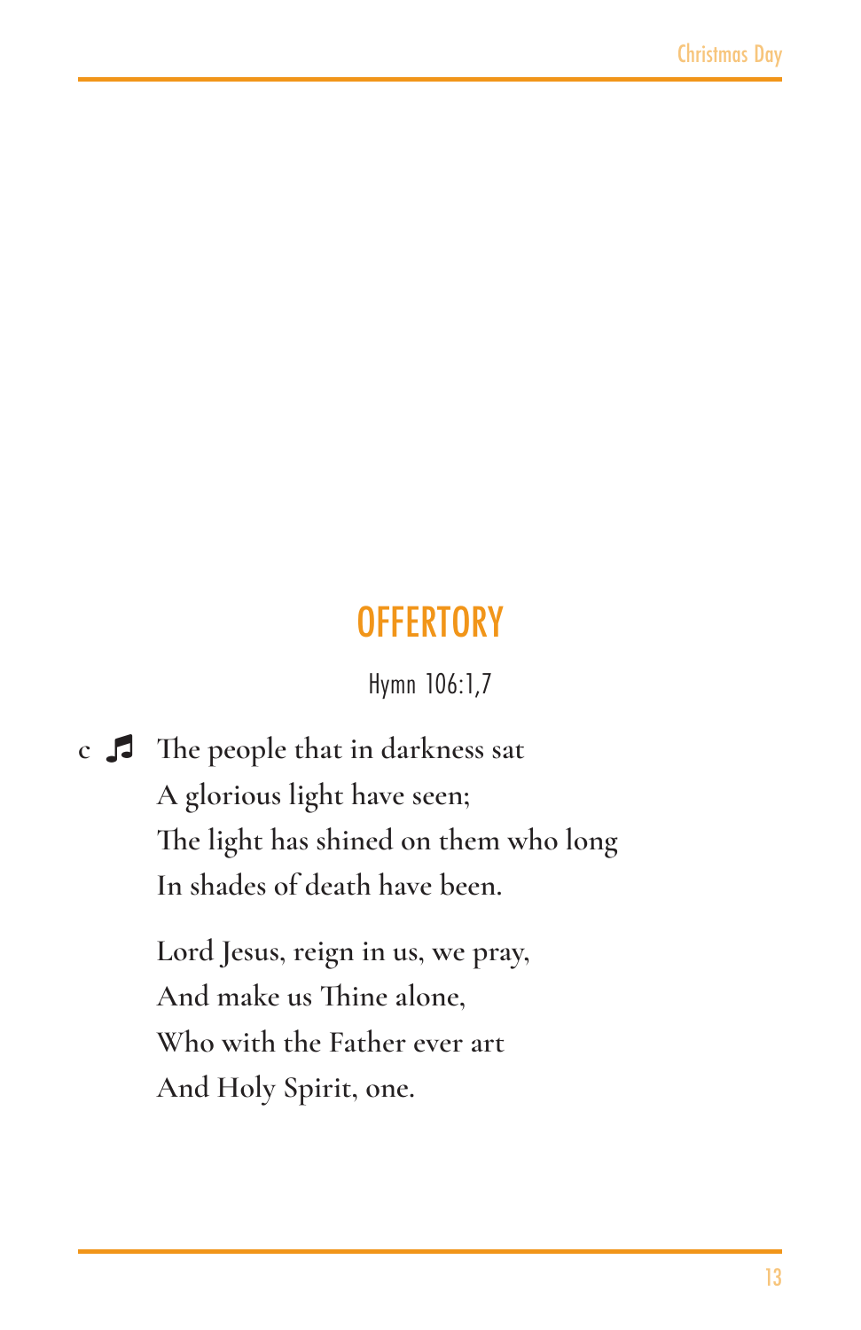## OFFERTORY

Hymn 106:1,7

c ♬ The people that in darkness sat
A glorious light have seen;
The light has shined on them who long
In shades of death have been.

Lord Jesus, reign in us, we pray,
And make us Thine alone,
Who with the Father ever art
And Holy Spirit, one.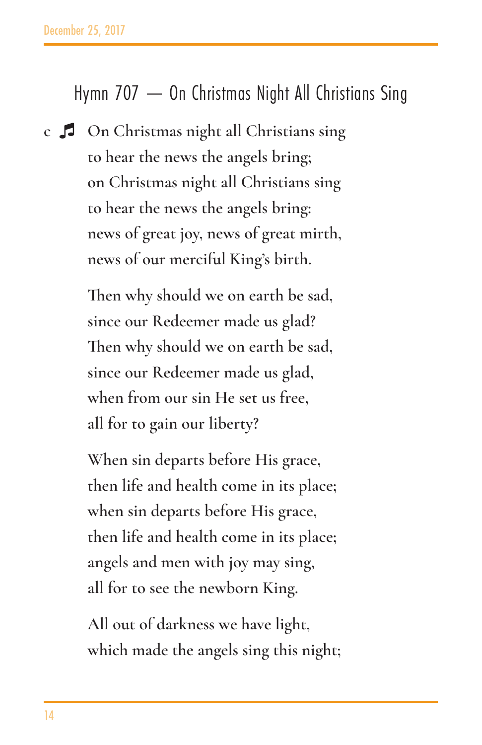## Hymn 707 — On Christmas Night All Christians Sing

c ♫ On Christmas night all Christians sing
to hear the news the angels bring;
on Christmas night all Christians sing
to hear the news the angels bring:
news of great joy, news of great mirth,
news of our merciful King's birth.

Then why should we on earth be sad,
since our Redeemer made us glad?
Then why should we on earth be sad,
since our Redeemer made us glad,
when from our sin He set us free,
all for to gain our liberty?

When sin departs before His grace,
then life and health come in its place;
when sin departs before His grace,
then life and health come in its place;
angels and men with joy may sing,
all for to see the newborn King.

All out of darkness we have light,
which made the angels sing this night;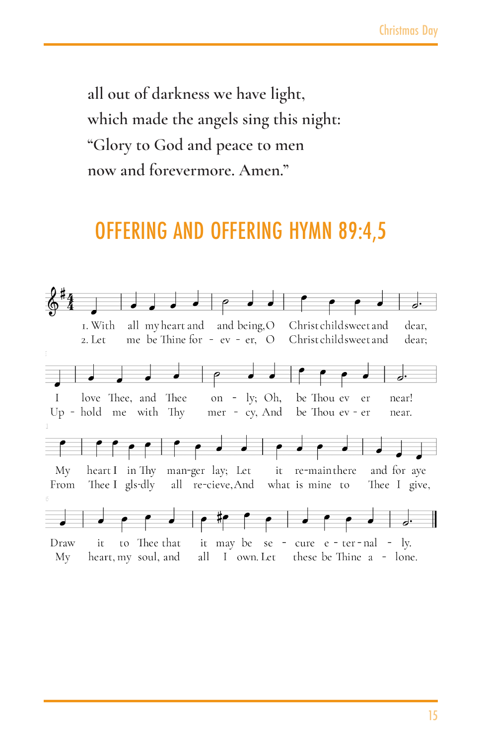all out of darkness we have light,
which made the angels sing this night:
“Glory to God and peace to men
now and forevermore. Amen.”

# OFFERING AND OFFERING HYMN 89:4,5

1. With all my heart and being, O Christ child sweet and dear, I love Thee, and Thee only; Oh, be Thou ever near! My heart I in Thy manger lay; Let it remain there and for aye Draw it to Thee that it may be secure eternally.

2. Let me be Thine for ever, O Christ child sweet and dear; Uphold me with Thy mercy, And be Thou ever near. From Thee I glsdly all recieve, And what is mine to Thee I give, My heart, my soul, and all I own. Let these be Thine alone.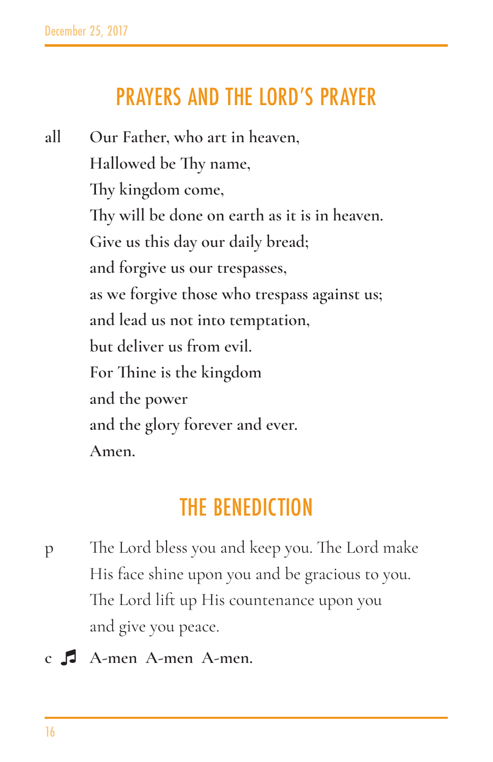## PRAYERS AND THE LORD'S PRAYER

**all** **Our Father, who art in heaven,**
**Hallowed be Thy name,**
**Thy kingdom come,**
**Thy will be done on earth as it is in heaven.**
**Give us this day our daily bread;**
**and forgive us our trespasses,**
**as we forgive those who trespass against us;**
**and lead us not into temptation,**
**but deliver us from evil.**
**For Thine is the kingdom**
**and the power**
**and the glory forever and ever.**
**Amen.**

## THE BENEDICTION

p The Lord bless you and keep you. The Lord make His face shine upon you and be gracious to you. The Lord lift up His countenance upon you and give you peace.

**c** ♬ **A-men A-men A-men.**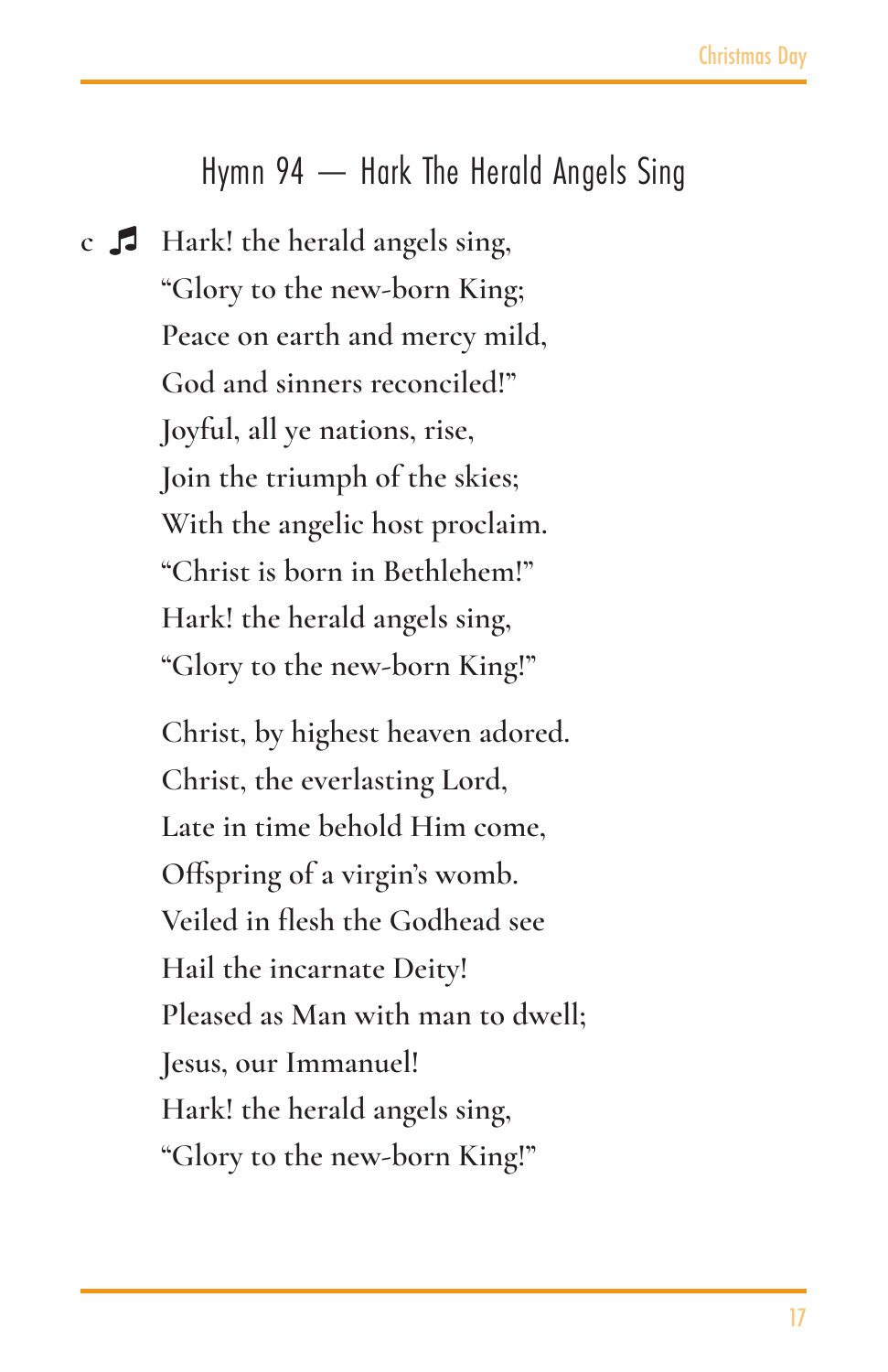## Hymn 94 — Hark The Herald Angels Sing

c ♫ Hark! the herald angels sing,
"Glory to the new-born King;
Peace on earth and mercy mild,
God and sinners reconciled!"
Joyful, all ye nations, rise,
Join the triumph of the skies;
With the angelic host proclaim.
"Christ is born in Bethlehem!"
Hark! the herald angels sing,
"Glory to the new-born King!"

Christ, by highest heaven adored.
Christ, the everlasting Lord,
Late in time behold Him come,
Offspring of a virgin's womb.
Veiled in flesh the Godhead see
Hail the incarnate Deity!
Pleased as Man with man to dwell;
Jesus, our Immanuel!
Hark! the herald angels sing,
"Glory to the new-born King!"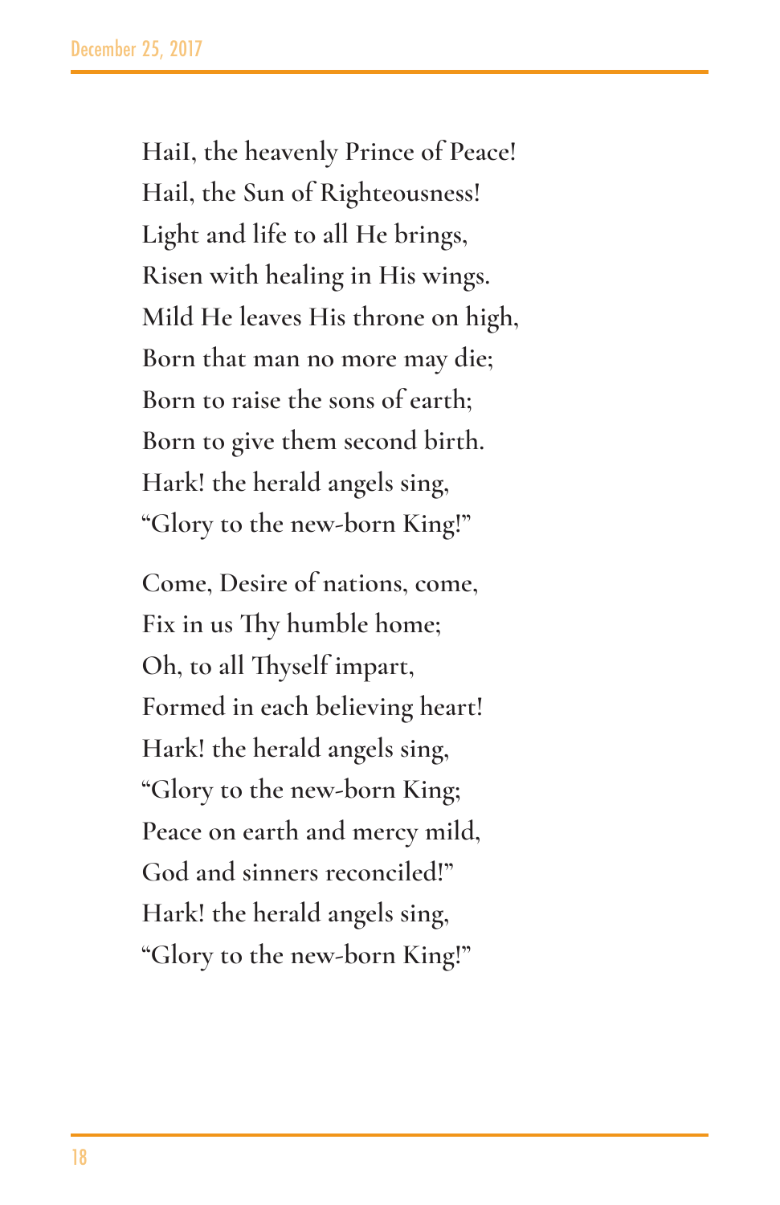HaiI, the heavenly Prince of Peace!
Hail, the Sun of Righteousness!
Light and life to all He brings,
Risen with healing in His wings.
Mild He leaves His throne on high,
Born that man no more may die;
Born to raise the sons of earth;
Born to give them second birth.
Hark! the herald angels sing,
"Glory to the new-born King!"

Come, Desire of nations, come,
Fix in us Thy humble home;
Oh, to all Thyself impart,
Formed in each believing heart!
Hark! the herald angels sing,
"Glory to the new-born King;
Peace on earth and mercy mild,
God and sinners reconciled!"
Hark! the herald angels sing,
"Glory to the new-born King!"